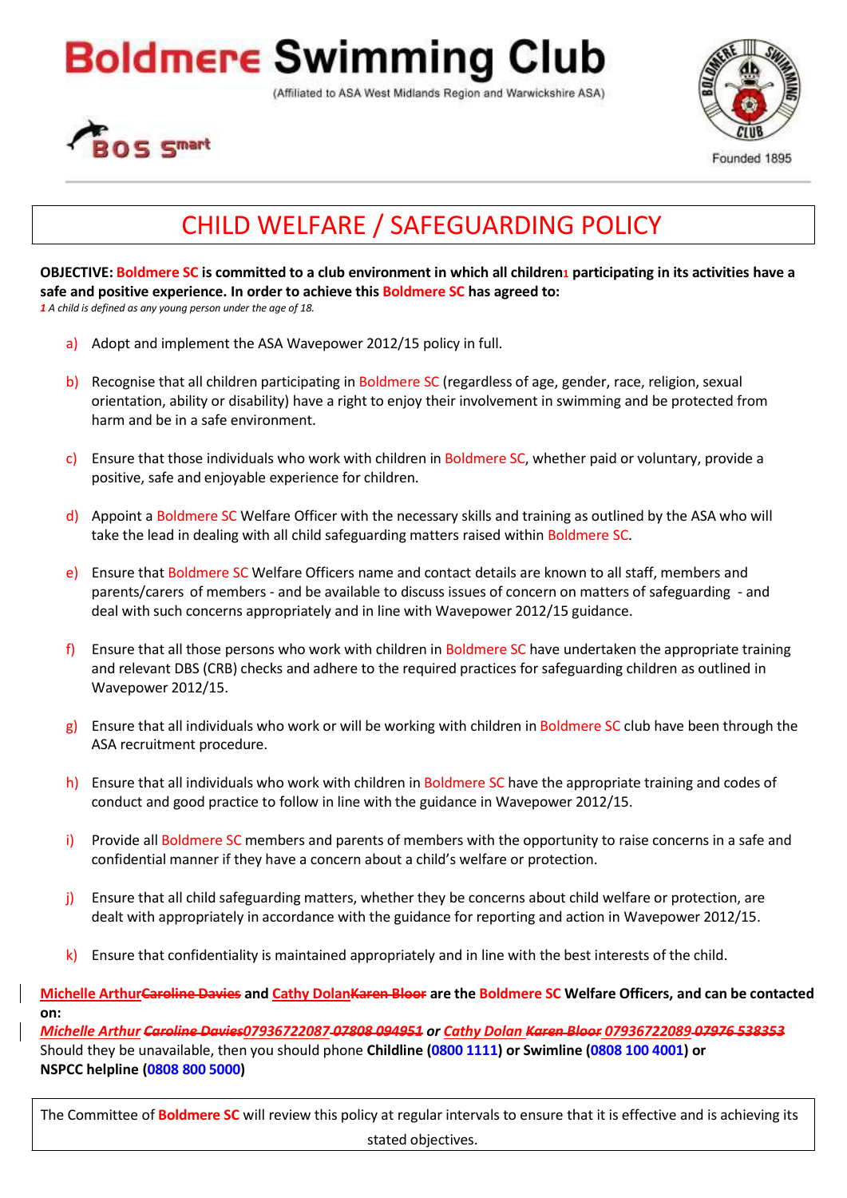# Boldmere Swimming Club

(Affiliated to ASA West Midlands Region and Warwickshire ASA)

BOS Smart

Founded 1895

## CHILD WELFARE / SAFEGUARDING POLICY

**OBJECTIVE: Boldmere SC is committed to a club environment in which all children[1] participating in its activities have a safe and positive experience. In order to achieve this Boldmere SC has agreed to:**

*[1] A child is defined as any young person under the age of 18.*

a) Adopt and implement the ASA Wavepower 2012/15 policy in full.

b) Recognise that all children participating in Boldmere SC (regardless of age, gender, race, religion, sexual orientation, ability or disability) have a right to enjoy their involvement in swimming and be protected from harm and be in a safe environment.

c) Ensure that those individuals who work with children in Boldmere SC, whether paid or voluntary, provide a positive, safe and enjoyable experience for children.

d) Appoint a Boldmere SC Welfare Officer with the necessary skills and training as outlined by the ASA who will take the lead in dealing with all child safeguarding matters raised within Boldmere SC.

e) Ensure that Boldmere SC Welfare Officers name and contact details are known to all staff, members and parents/carers of members - and be available to discuss issues of concern on matters of safeguarding - and deal with such concerns appropriately and in line with Wavepower 2012/15 guidance.

f) Ensure that all those persons who work with children in Boldmere SC have undertaken the appropriate training and relevant DBS (CRB) checks and adhere to the required practices for safeguarding children as outlined in Wavepower 2012/15.

g) Ensure that all individuals who work or will be working with children in Boldmere SC club have been through the ASA recruitment procedure.

h) Ensure that all individuals who work with children in Boldmere SC have the appropriate training and codes of conduct and good practice to follow in line with the guidance in Wavepower 2012/15.

i) Provide all Boldmere SC members and parents of members with the opportunity to raise concerns in a safe and confidential manner if they have a concern about a child's welfare or protection.

j) Ensure that all child safeguarding matters, whether they be concerns about child welfare or protection, are dealt with appropriately in accordance with the guidance for reporting and action in Wavepower 2012/15.

k) Ensure that confidentiality is maintained appropriately and in line with the best interests of the child.

**Michelle Arthur~~Caroline Davies~~ and Cathy Dolan~~Karen Bloor~~ are the Boldmere SC Welfare Officers, and can be contacted on:**

***Michelle Arthur ~~Caroline Davies~~07936722087 ~~07808 094951~~ or Cathy Dolan ~~Karen Bloor~~ 07936722089 ~~07976 538353~~***

Should they be unavailable, then you should phone **Childline (0800 1111) or Swimline (0808 100 4001) or NSPCC helpline (0808 800 5000)**

The Committee of **Boldmere SC** will review this policy at regular intervals to ensure that it is effective and is achieving its stated objectives.